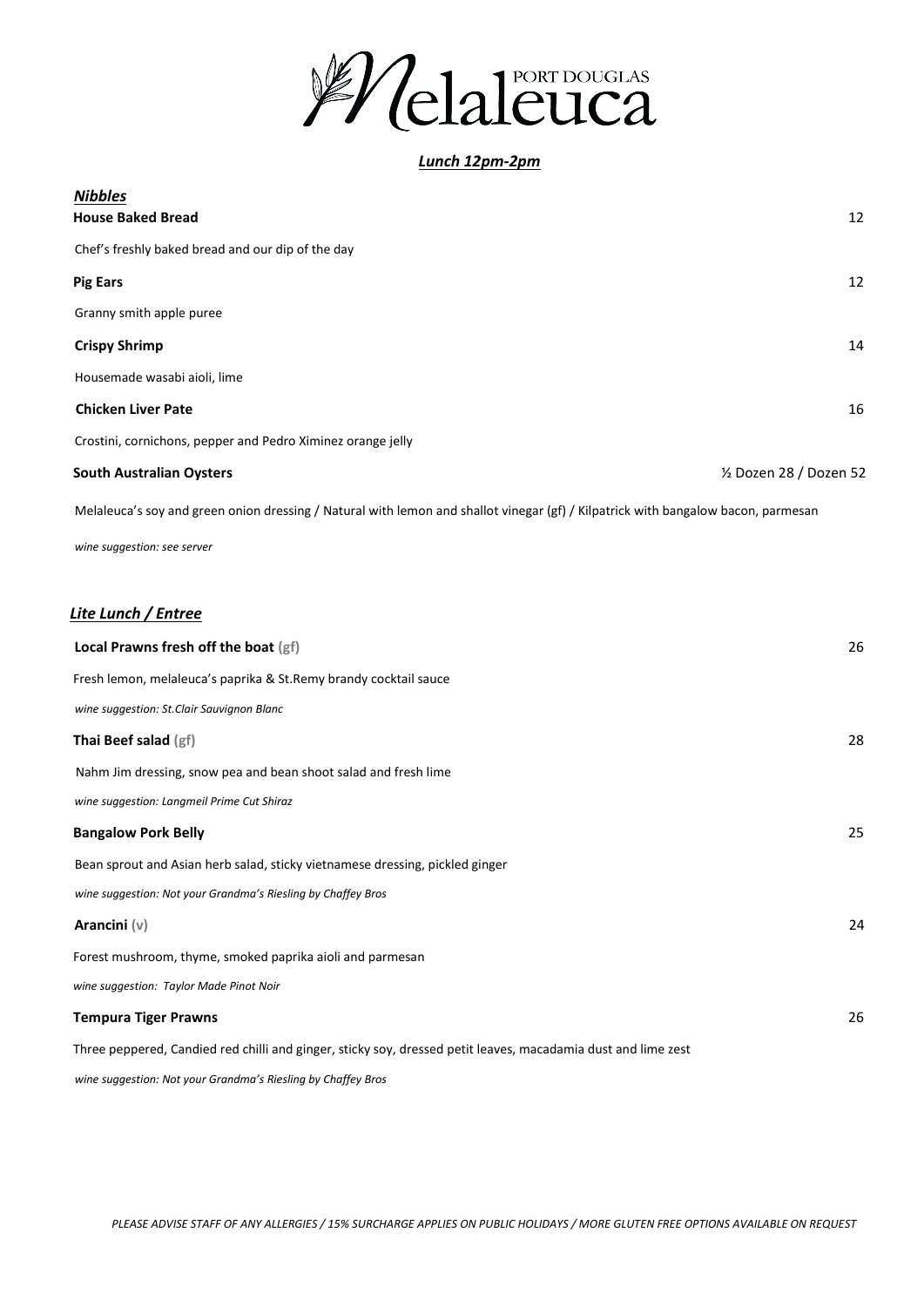# Melaleuca PORT DOUGLAS

## *Lunch 12pm-2pm*

### *Nibbles*

**House Baked Bread** 12

Chef's freshly baked bread and our dip of the day

**Pig Ears** 12

Granny smith apple puree

**Crispy Shrimp** 14

Housemade wasabi aioli, lime

**Chicken Liver Pate** 16

Crostini, cornichons, pepper and Pedro Ximinez orange jelly

**South Australian Oysters** ½ Dozen 28 / Dozen 52

Melaleuca's soy and green onion dressing / Natural with lemon and shallot vinegar (gf) / Kilpatrick with bangalow bacon, parmesan

*wine suggestion: see server*

### *Lite Lunch / Entree*

**Local Prawns fresh off the boat (gf)** 26

Fresh lemon, melaleuca's paprika & St.Remy brandy cocktail sauce

*wine suggestion: St.Clair Sauvignon Blanc*

**Thai Beef salad (gf)** 28

Nahm Jim dressing, snow pea and bean shoot salad and fresh lime

*wine suggestion: Langmeil Prime Cut Shiraz*

**Bangalow Pork Belly** 25

Bean sprout and Asian herb salad, sticky vietnamese dressing, pickled ginger

*wine suggestion: Not your Grandma's Riesling by Chaffey Bros*

**Arancini (v)** 24

Forest mushroom, thyme, smoked paprika aioli and parmesan

*wine suggestion: Taylor Made Pinot Noir*

**Tempura Tiger Prawns** 26

Three peppered, Candied red chilli and ginger, sticky soy, dressed petit leaves, macadamia dust and lime zest

*wine suggestion: Not your Grandma's Riesling by Chaffey Bros*

*PLEASE ADVISE STAFF OF ANY ALLERGIES / 15% SURCHARGE APPLIES ON PUBLIC HOLIDAYS / MORE GLUTEN FREE OPTIONS AVAILABLE ON REQUEST*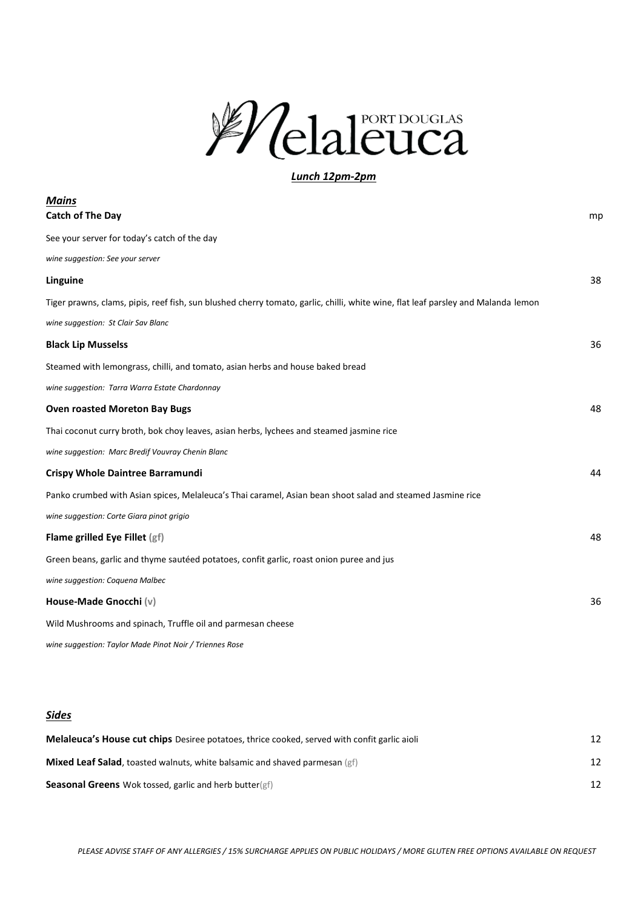# Melaleuca PORT DOUGLAS

***Lunch 12pm-2pm***

## ***Mains***

**Catch of The Day** mp

See your server for today's catch of the day

*wine suggestion: See your server*

**Linguine** 38

Tiger prawns, clams, pipis, reef fish, sun blushed cherry tomato, garlic, chilli, white wine, flat leaf parsley and Malanda lemon

*wine suggestion: St Clair Sav Blanc*

**Black Lip Musselss** 36

Steamed with lemongrass, chilli, and tomato, asian herbs and house baked bread

*wine suggestion: Tarra Warra Estate Chardonnay*

**Oven roasted Moreton Bay Bugs** 48

Thai coconut curry broth, bok choy leaves, asian herbs, lychees and steamed jasmine rice

*wine suggestion: Marc Bredif Vouvray Chenin Blanc*

**Crispy Whole Daintree Barramundi** 44

Panko crumbed with Asian spices, Melaleuca's Thai caramel, Asian bean shoot salad and steamed Jasmine rice

*wine suggestion: Corte Giara pinot grigio*

**Flame grilled Eye Fillet (gf)** 48

Green beans, garlic and thyme sautéed potatoes, confit garlic, roast onion puree and jus

*wine suggestion: Coquena Malbec*

**House-Made Gnocchi (v)** 36

Wild Mushrooms and spinach, Truffle oil and parmesan cheese

*wine suggestion: Taylor Made Pinot Noir / Triennes Rose*

## ***Sides***

**Melaleuca's House cut chips** Desiree potatoes, thrice cooked, served with confit garlic aioli 12

**Mixed Leaf Salad**, toasted walnuts, white balsamic and shaved parmesan (gf) 12

**Seasonal Greens** Wok tossed, garlic and herb butter(gf) 12

*PLEASE ADVISE STAFF OF ANY ALLERGIES / 15% SURCHARGE APPLIES ON PUBLIC HOLIDAYS / MORE GLUTEN FREE OPTIONS AVAILABLE ON REQUEST*